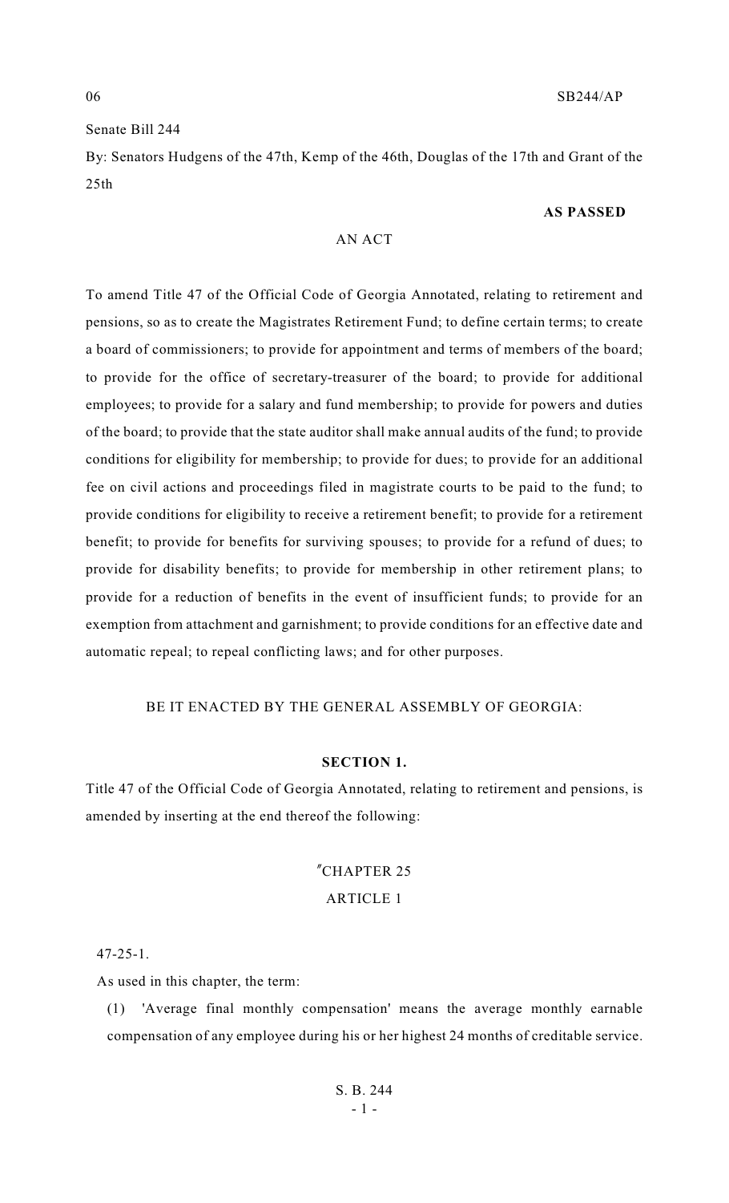Senate Bill 244

By: Senators Hudgens of the 47th, Kemp of the 46th, Douglas of the 17th and Grant of the 25th

**AS PASSED**

AN ACT

To amend Title 47 of the Official Code of Georgia Annotated, relating to retirement and pensions, so as to create the Magistrates Retirement Fund; to define certain terms; to create a board of commissioners; to provide for appointment and terms of members of the board; to provide for the office of secretary-treasurer of the board; to provide for additional employees; to provide for a salary and fund membership; to provide for powers and duties of the board; to provide that the state auditor shall make annual audits of the fund; to provide conditions for eligibility for membership; to provide for dues; to provide for an additional fee on civil actions and proceedings filed in magistrate courts to be paid to the fund; to provide conditions for eligibility to receive a retirement benefit; to provide for a retirement benefit; to provide for benefits for surviving spouses; to provide for a refund of dues; to provide for disability benefits; to provide for membership in other retirement plans; to provide for a reduction of benefits in the event of insufficient funds; to provide for an exemption from attachment and garnishment; to provide conditions for an effective date and automatic repeal; to repeal conflicting laws; and for other purposes.

BE IT ENACTED BY THE GENERAL ASSEMBLY OF GEORGIA:

**SECTION 1.**

Title 47 of the Official Code of Georgia Annotated, relating to retirement and pensions, is amended by inserting at the end thereof the following:

"CHAPTER 25

ARTICLE 1

47-25-1.

As used in this chapter, the term:

(1) 'Average final monthly compensation' means the average monthly earnable compensation of any employee during his or her highest 24 months of creditable service.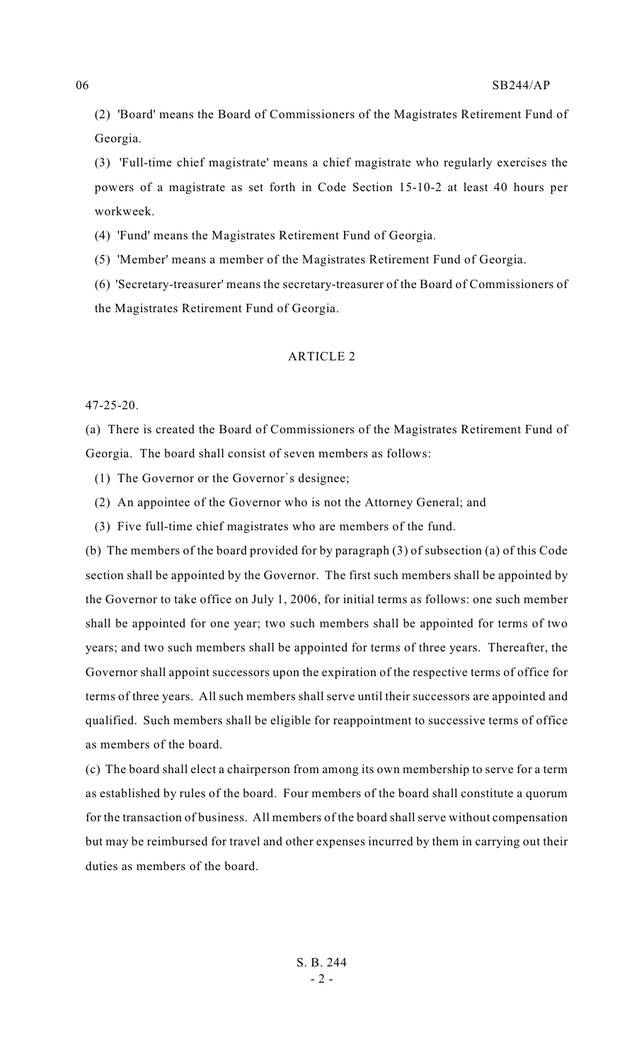(2) 'Board' means the Board of Commissioners of the Magistrates Retirement Fund of Georgia.

(3) 'Full-time chief magistrate' means a chief magistrate who regularly exercises the powers of a magistrate as set forth in Code Section 15-10-2 at least 40 hours per workweek.

(4) 'Fund' means the Magistrates Retirement Fund of Georgia.

(5) 'Member' means a member of the Magistrates Retirement Fund of Georgia.

(6) 'Secretary-treasurer' means the secretary-treasurer of the Board of Commissioners of the Magistrates Retirement Fund of Georgia.

ARTICLE 2

47-25-20.

(a) There is created the Board of Commissioners of the Magistrates Retirement Fund of Georgia. The board shall consist of seven members as follows:

(1) The Governor or the Governor´s designee;

(2) An appointee of the Governor who is not the Attorney General; and

(3) Five full-time chief magistrates who are members of the fund.

(b) The members of the board provided for by paragraph (3) of subsection (a) of this Code section shall be appointed by the Governor. The first such members shall be appointed by the Governor to take office on July 1, 2006, for initial terms as follows: one such member shall be appointed for one year; two such members shall be appointed for terms of two years; and two such members shall be appointed for terms of three years. Thereafter, the Governor shall appoint successors upon the expiration of the respective terms of office for terms of three years. All such members shall serve until their successors are appointed and qualified. Such members shall be eligible for reappointment to successive terms of office as members of the board.

(c) The board shall elect a chairperson from among its own membership to serve for a term as established by rules of the board. Four members of the board shall constitute a quorum for the transaction of business. All members of the board shall serve without compensation but may be reimbursed for travel and other expenses incurred by them in carrying out their duties as members of the board.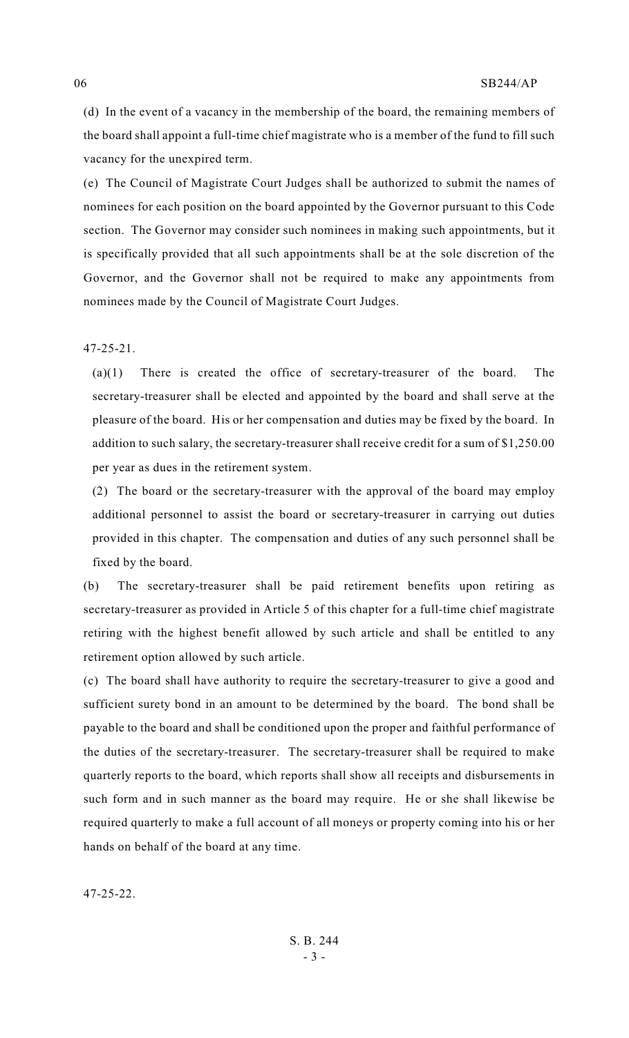(d) In the event of a vacancy in the membership of the board, the remaining members of the board shall appoint a full-time chief magistrate who is a member of the fund to fill such vacancy for the unexpired term.

(e) The Council of Magistrate Court Judges shall be authorized to submit the names of nominees for each position on the board appointed by the Governor pursuant to this Code section. The Governor may consider such nominees in making such appointments, but it is specifically provided that all such appointments shall be at the sole discretion of the Governor, and the Governor shall not be required to make any appointments from nominees made by the Council of Magistrate Court Judges.

47-25-21.

(a)(1) There is created the office of secretary-treasurer of the board. The secretary-treasurer shall be elected and appointed by the board and shall serve at the pleasure of the board. His or her compensation and duties may be fixed by the board. In addition to such salary, the secretary-treasurer shall receive credit for a sum of $1,250.00 per year as dues in the retirement system.

(2) The board or the secretary-treasurer with the approval of the board may employ additional personnel to assist the board or secretary-treasurer in carrying out duties provided in this chapter. The compensation and duties of any such personnel shall be fixed by the board.

(b) The secretary-treasurer shall be paid retirement benefits upon retiring as secretary-treasurer as provided in Article 5 of this chapter for a full-time chief magistrate retiring with the highest benefit allowed by such article and shall be entitled to any retirement option allowed by such article.

(c) The board shall have authority to require the secretary-treasurer to give a good and sufficient surety bond in an amount to be determined by the board. The bond shall be payable to the board and shall be conditioned upon the proper and faithful performance of the duties of the secretary-treasurer. The secretary-treasurer shall be required to make quarterly reports to the board, which reports shall show all receipts and disbursements in such form and in such manner as the board may require. He or she shall likewise be required quarterly to make a full account of all moneys or property coming into his or her hands on behalf of the board at any time.

47-25-22.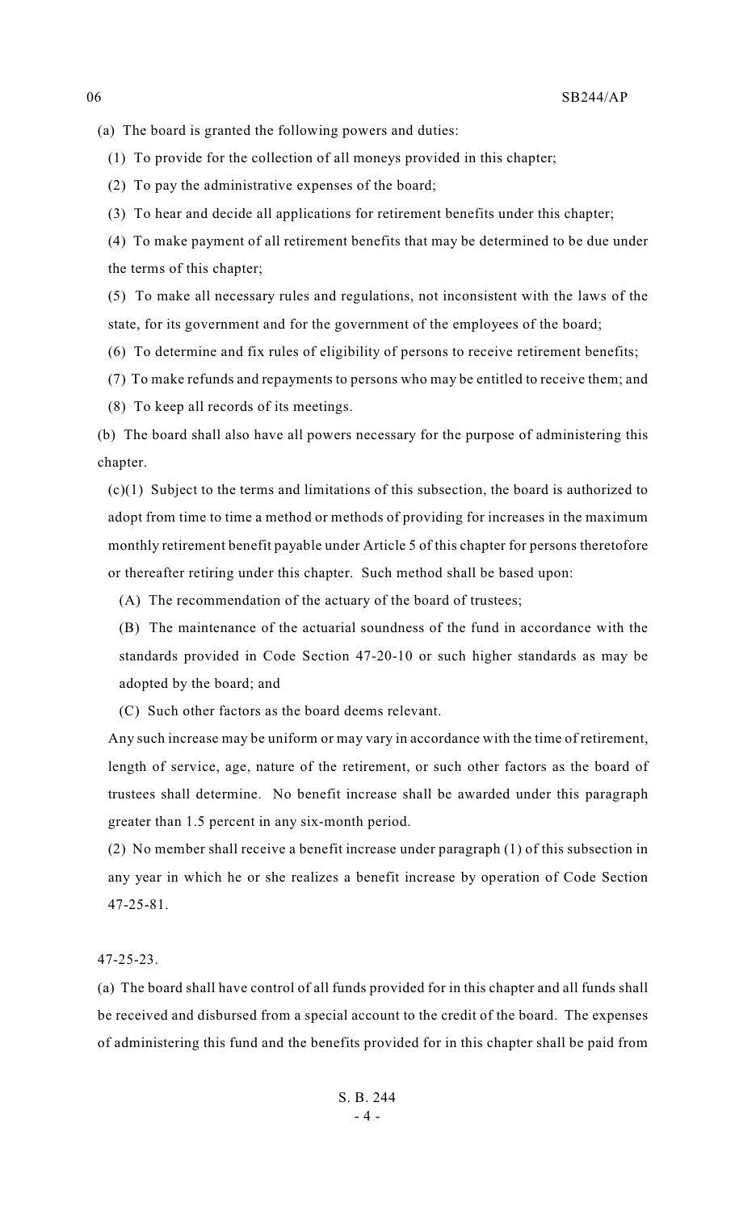(a) The board is granted the following powers and duties:

(1) To provide for the collection of all moneys provided in this chapter;

(2) To pay the administrative expenses of the board;

(3) To hear and decide all applications for retirement benefits under this chapter;

(4) To make payment of all retirement benefits that may be determined to be due under the terms of this chapter;

(5) To make all necessary rules and regulations, not inconsistent with the laws of the state, for its government and for the government of the employees of the board;

(6) To determine and fix rules of eligibility of persons to receive retirement benefits;

(7) To make refunds and repayments to persons who may be entitled to receive them; and

(8) To keep all records of its meetings.

(b) The board shall also have all powers necessary for the purpose of administering this chapter.

(c)(1) Subject to the terms and limitations of this subsection, the board is authorized to adopt from time to time a method or methods of providing for increases in the maximum monthly retirement benefit payable under Article 5 of this chapter for persons theretofore or thereafter retiring under this chapter. Such method shall be based upon:

(A) The recommendation of the actuary of the board of trustees;

(B) The maintenance of the actuarial soundness of the fund in accordance with the standards provided in Code Section 47-20-10 or such higher standards as may be adopted by the board; and

(C) Such other factors as the board deems relevant.

Any such increase may be uniform or may vary in accordance with the time of retirement, length of service, age, nature of the retirement, or such other factors as the board of trustees shall determine. No benefit increase shall be awarded under this paragraph greater than 1.5 percent in any six-month period.

(2) No member shall receive a benefit increase under paragraph (1) of this subsection in any year in which he or she realizes a benefit increase by operation of Code Section 47-25-81.

47-25-23.

(a) The board shall have control of all funds provided for in this chapter and all funds shall be received and disbursed from a special account to the credit of the board. The expenses of administering this fund and the benefits provided for in this chapter shall be paid from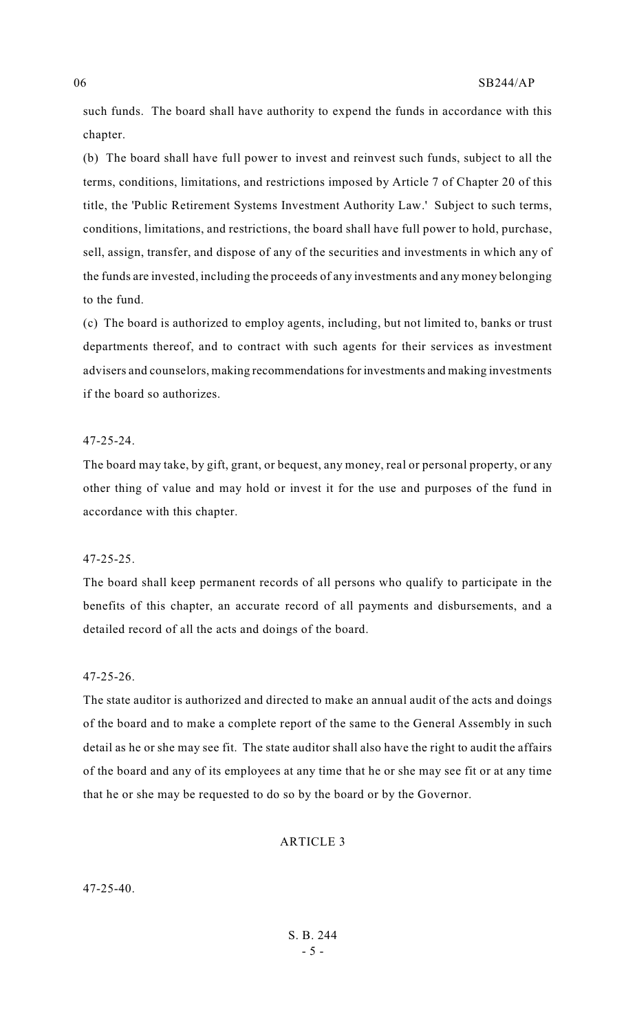such funds. The board shall have authority to expend the funds in accordance with this chapter.

(b) The board shall have full power to invest and reinvest such funds, subject to all the terms, conditions, limitations, and restrictions imposed by Article 7 of Chapter 20 of this title, the 'Public Retirement Systems Investment Authority Law.' Subject to such terms, conditions, limitations, and restrictions, the board shall have full power to hold, purchase, sell, assign, transfer, and dispose of any of the securities and investments in which any of the funds are invested, including the proceeds of any investments and any money belonging to the fund.

(c) The board is authorized to employ agents, including, but not limited to, banks or trust departments thereof, and to contract with such agents for their services as investment advisers and counselors, making recommendations for investments and making investments if the board so authorizes.

47-25-24.

The board may take, by gift, grant, or bequest, any money, real or personal property, or any other thing of value and may hold or invest it for the use and purposes of the fund in accordance with this chapter.

47-25-25.

The board shall keep permanent records of all persons who qualify to participate in the benefits of this chapter, an accurate record of all payments and disbursements, and a detailed record of all the acts and doings of the board.

47-25-26.

The state auditor is authorized and directed to make an annual audit of the acts and doings of the board and to make a complete report of the same to the General Assembly in such detail as he or she may see fit. The state auditor shall also have the right to audit the affairs of the board and any of its employees at any time that he or she may see fit or at any time that he or she may be requested to do so by the board or by the Governor.

ARTICLE 3

47-25-40.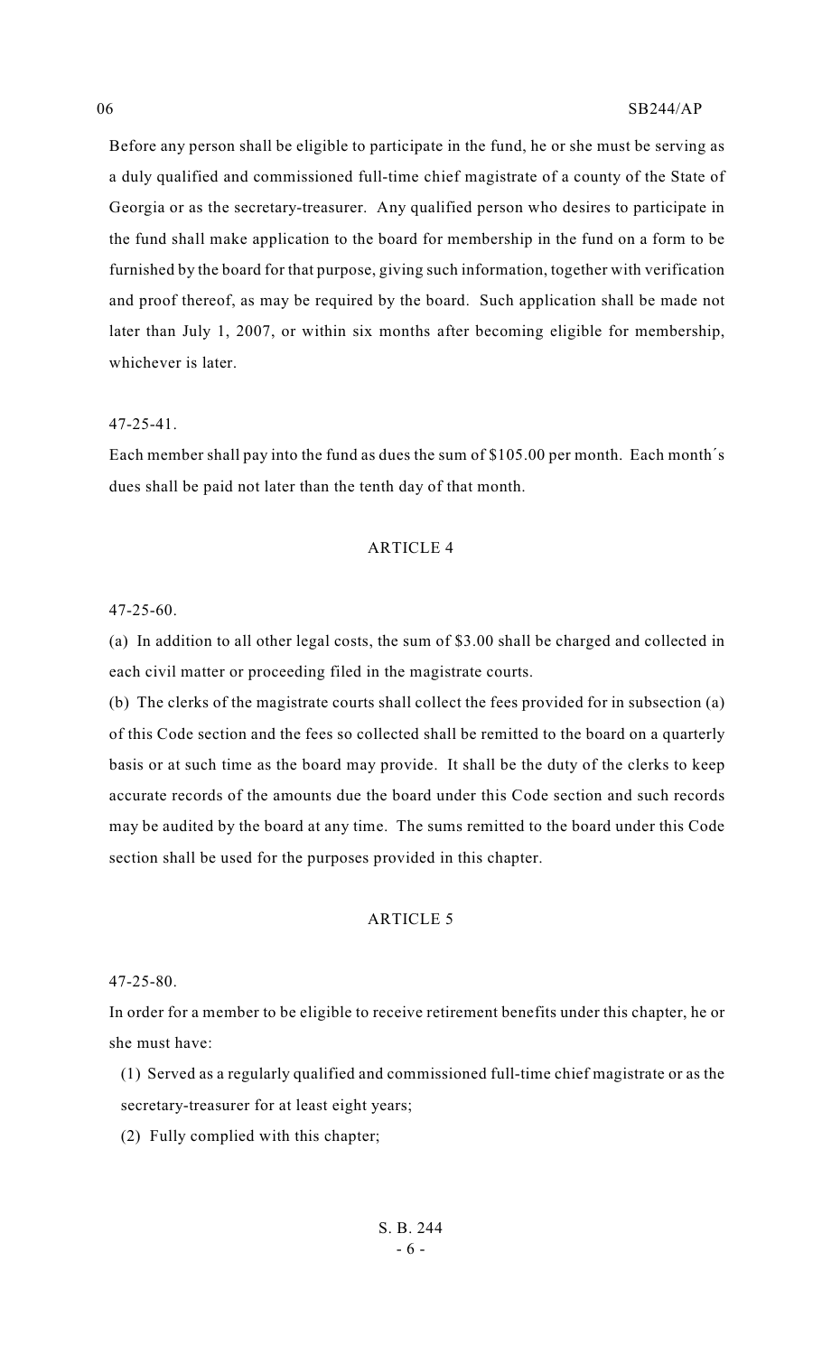Before any person shall be eligible to participate in the fund, he or she must be serving as a duly qualified and commissioned full-time chief magistrate of a county of the State of Georgia or as the secretary-treasurer. Any qualified person who desires to participate in the fund shall make application to the board for membership in the fund on a form to be furnished by the board for that purpose, giving such information, together with verification and proof thereof, as may be required by the board. Such application shall be made not later than July 1, 2007, or within six months after becoming eligible for membership, whichever is later.

47-25-41.

Each member shall pay into the fund as dues the sum of $105.00 per month. Each month´s dues shall be paid not later than the tenth day of that month.

ARTICLE 4

47-25-60.

(a) In addition to all other legal costs, the sum of $3.00 shall be charged and collected in each civil matter or proceeding filed in the magistrate courts.

(b) The clerks of the magistrate courts shall collect the fees provided for in subsection (a) of this Code section and the fees so collected shall be remitted to the board on a quarterly basis or at such time as the board may provide. It shall be the duty of the clerks to keep accurate records of the amounts due the board under this Code section and such records may be audited by the board at any time. The sums remitted to the board under this Code section shall be used for the purposes provided in this chapter.

ARTICLE 5

47-25-80.

In order for a member to be eligible to receive retirement benefits under this chapter, he or she must have:

(1) Served as a regularly qualified and commissioned full-time chief magistrate or as the secretary-treasurer for at least eight years;

(2) Fully complied with this chapter;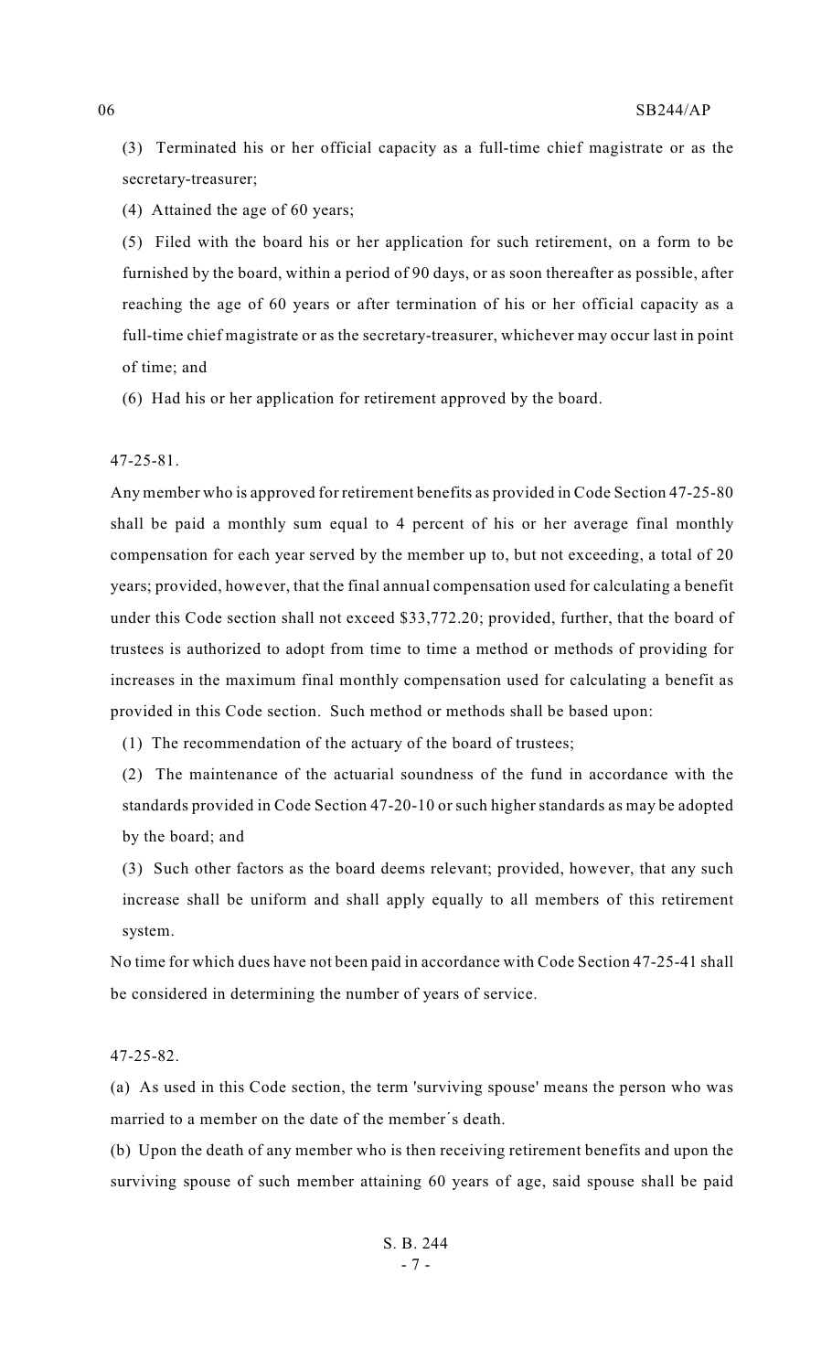(3) Terminated his or her official capacity as a full-time chief magistrate or as the secretary-treasurer;

(4) Attained the age of 60 years;

(5) Filed with the board his or her application for such retirement, on a form to be furnished by the board, within a period of 90 days, or as soon thereafter as possible, after reaching the age of 60 years or after termination of his or her official capacity as a full-time chief magistrate or as the secretary-treasurer, whichever may occur last in point of time; and

(6) Had his or her application for retirement approved by the board.

47-25-81.

Any member who is approved for retirement benefits as provided in Code Section 47-25-80 shall be paid a monthly sum equal to 4 percent of his or her average final monthly compensation for each year served by the member up to, but not exceeding, a total of 20 years; provided, however, that the final annual compensation used for calculating a benefit under this Code section shall not exceed $33,772.20; provided, further, that the board of trustees is authorized to adopt from time to time a method or methods of providing for increases in the maximum final monthly compensation used for calculating a benefit as provided in this Code section. Such method or methods shall be based upon:

(1) The recommendation of the actuary of the board of trustees;

(2) The maintenance of the actuarial soundness of the fund in accordance with the standards provided in Code Section 47-20-10 or such higher standards as may be adopted by the board; and

(3) Such other factors as the board deems relevant; provided, however, that any such increase shall be uniform and shall apply equally to all members of this retirement system.

No time for which dues have not been paid in accordance with Code Section 47-25-41 shall be considered in determining the number of years of service.

47-25-82.

(a) As used in this Code section, the term 'surviving spouse' means the person who was married to a member on the date of the member´s death.

(b) Upon the death of any member who is then receiving retirement benefits and upon the surviving spouse of such member attaining 60 years of age, said spouse shall be paid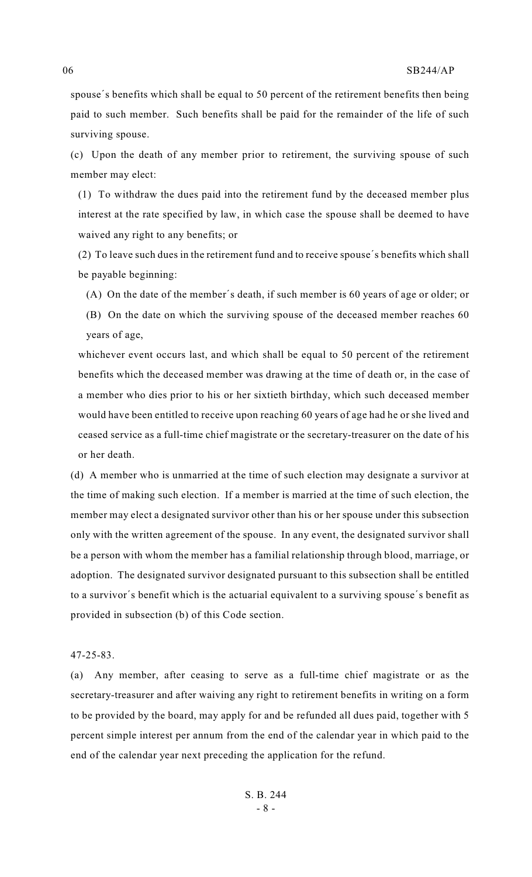spouse´s benefits which shall be equal to 50 percent of the retirement benefits then being paid to such member. Such benefits shall be paid for the remainder of the life of such surviving spouse.

(c) Upon the death of any member prior to retirement, the surviving spouse of such member may elect:

(1) To withdraw the dues paid into the retirement fund by the deceased member plus interest at the rate specified by law, in which case the spouse shall be deemed to have waived any right to any benefits; or

(2) To leave such dues in the retirement fund and to receive spouse´s benefits which shall be payable beginning:

(A) On the date of the member´s death, if such member is 60 years of age or older; or

(B) On the date on which the surviving spouse of the deceased member reaches 60 years of age,

whichever event occurs last, and which shall be equal to 50 percent of the retirement benefits which the deceased member was drawing at the time of death or, in the case of a member who dies prior to his or her sixtieth birthday, which such deceased member would have been entitled to receive upon reaching 60 years of age had he or she lived and ceased service as a full-time chief magistrate or the secretary-treasurer on the date of his or her death.

(d) A member who is unmarried at the time of such election may designate a survivor at the time of making such election. If a member is married at the time of such election, the member may elect a designated survivor other than his or her spouse under this subsection only with the written agreement of the spouse. In any event, the designated survivor shall be a person with whom the member has a familial relationship through blood, marriage, or adoption. The designated survivor designated pursuant to this subsection shall be entitled to a survivor´s benefit which is the actuarial equivalent to a surviving spouse´s benefit as provided in subsection (b) of this Code section.

47-25-83.

(a) Any member, after ceasing to serve as a full-time chief magistrate or as the secretary-treasurer and after waiving any right to retirement benefits in writing on a form to be provided by the board, may apply for and be refunded all dues paid, together with 5 percent simple interest per annum from the end of the calendar year in which paid to the end of the calendar year next preceding the application for the refund.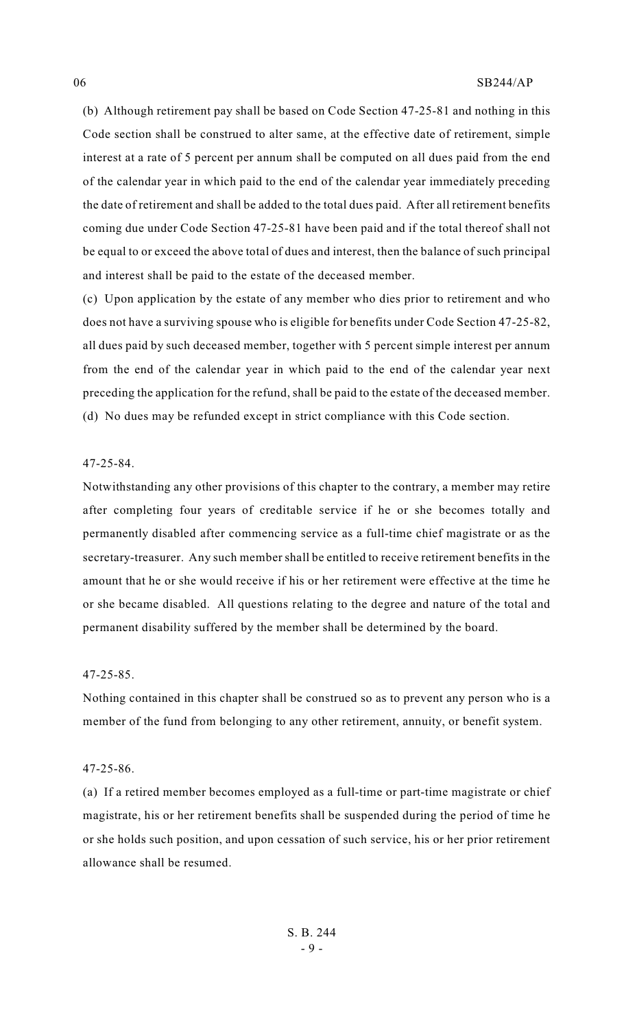(b) Although retirement pay shall be based on Code Section 47-25-81 and nothing in this Code section shall be construed to alter same, at the effective date of retirement, simple interest at a rate of 5 percent per annum shall be computed on all dues paid from the end of the calendar year in which paid to the end of the calendar year immediately preceding the date of retirement and shall be added to the total dues paid. After all retirement benefits coming due under Code Section 47-25-81 have been paid and if the total thereof shall not be equal to or exceed the above total of dues and interest, then the balance of such principal and interest shall be paid to the estate of the deceased member.

(c) Upon application by the estate of any member who dies prior to retirement and who does not have a surviving spouse who is eligible for benefits under Code Section 47-25-82, all dues paid by such deceased member, together with 5 percent simple interest per annum from the end of the calendar year in which paid to the end of the calendar year next preceding the application for the refund, shall be paid to the estate of the deceased member.

(d) No dues may be refunded except in strict compliance with this Code section.

47-25-84.

Notwithstanding any other provisions of this chapter to the contrary, a member may retire after completing four years of creditable service if he or she becomes totally and permanently disabled after commencing service as a full-time chief magistrate or as the secretary-treasurer. Any such member shall be entitled to receive retirement benefits in the amount that he or she would receive if his or her retirement were effective at the time he or she became disabled. All questions relating to the degree and nature of the total and permanent disability suffered by the member shall be determined by the board.

47-25-85.

Nothing contained in this chapter shall be construed so as to prevent any person who is a member of the fund from belonging to any other retirement, annuity, or benefit system.

47-25-86.

(a) If a retired member becomes employed as a full-time or part-time magistrate or chief magistrate, his or her retirement benefits shall be suspended during the period of time he or she holds such position, and upon cessation of such service, his or her prior retirement allowance shall be resumed.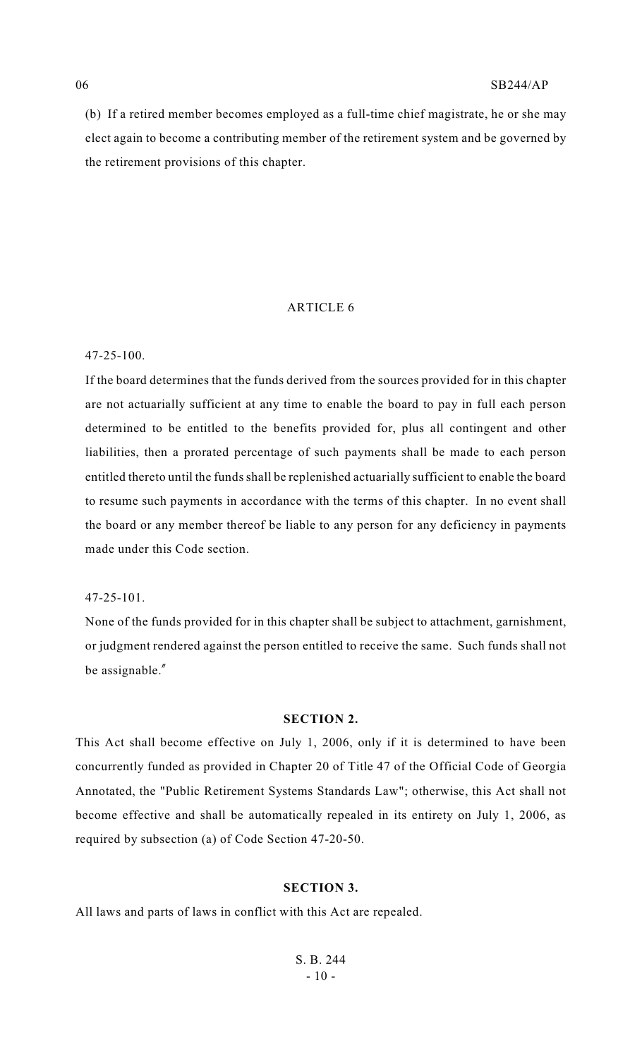(b) If a retired member becomes employed as a full-time chief magistrate, he or she may elect again to become a contributing member of the retirement system and be governed by the retirement provisions of this chapter.

ARTICLE 6

47-25-100.

If the board determines that the funds derived from the sources provided for in this chapter are not actuarially sufficient at any time to enable the board to pay in full each person determined to be entitled to the benefits provided for, plus all contingent and other liabilities, then a prorated percentage of such payments shall be made to each person entitled thereto until the funds shall be replenished actuarially sufficient to enable the board to resume such payments in accordance with the terms of this chapter. In no event shall the board or any member thereof be liable to any person for any deficiency in payments made under this Code section.

47-25-101.

None of the funds provided for in this chapter shall be subject to attachment, garnishment, or judgment rendered against the person entitled to receive the same. Such funds shall not be assignable.″

**SECTION 2.**

This Act shall become effective on July 1, 2006, only if it is determined to have been concurrently funded as provided in Chapter 20 of Title 47 of the Official Code of Georgia Annotated, the "Public Retirement Systems Standards Law"; otherwise, this Act shall not become effective and shall be automatically repealed in its entirety on July 1, 2006, as required by subsection (a) of Code Section 47-20-50.

**SECTION 3.**

All laws and parts of laws in conflict with this Act are repealed.